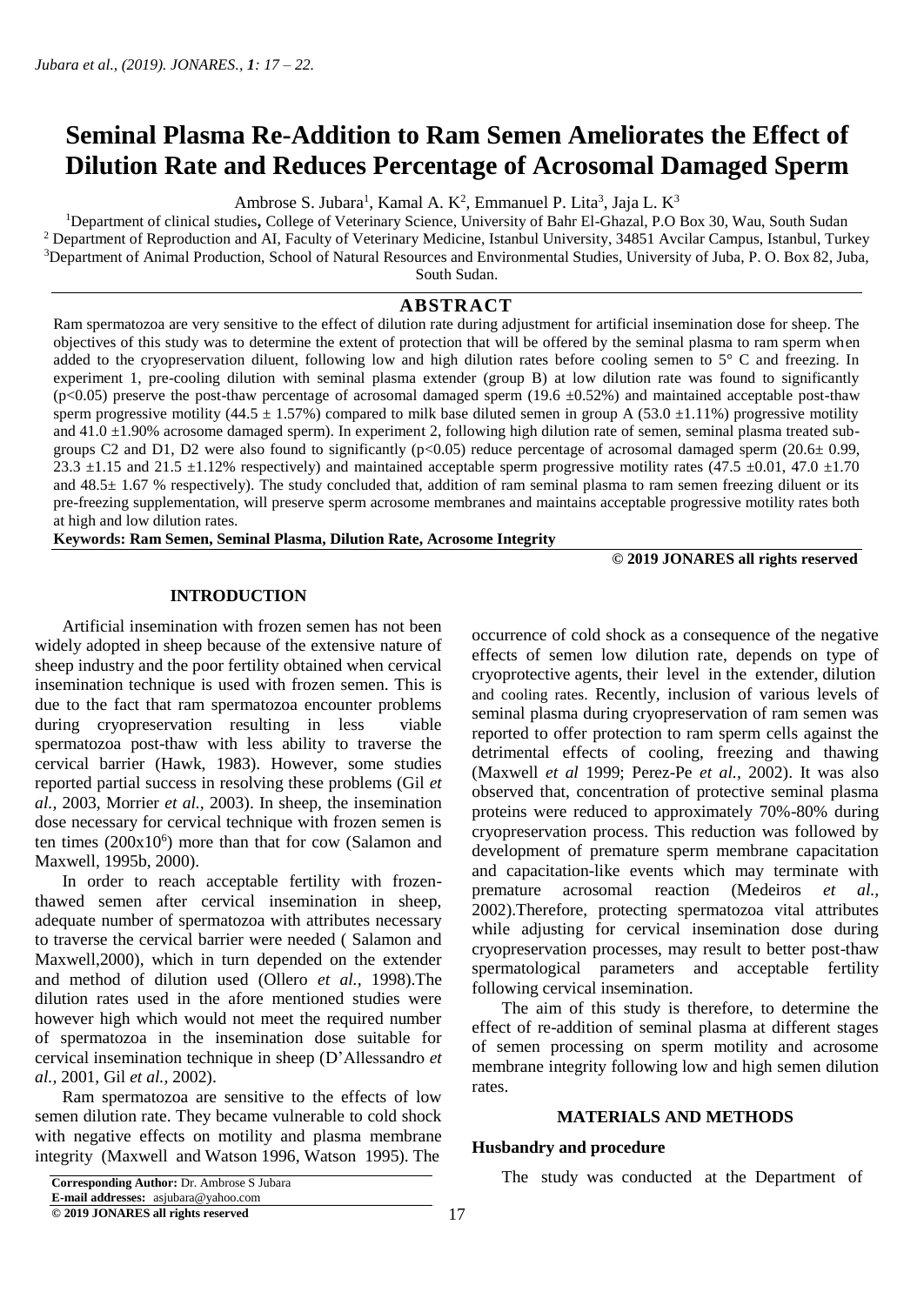// Seminal Plasma Re-Addition to Ram Semen Ameliorates the Effect of Dilution Rate and Reduces Percentage of Acrosomal Damaged Sperm

Ambrose S. Jubara[1], Kamal A. K[2], Emmanuel P. Lita[3], Jaja L. K[3]

[1]Department of clinical studies, College of Veterinary Science, University of Bahr El-Ghazal, P.O Box 30, Wau, South Sudan
[2] Department of Reproduction and AI, Faculty of Veterinary Medicine, Istanbul University, 34851 Avcilar Campus, Istanbul, Turkey
[3]Department of Animal Production, School of Natural Resources and Environmental Studies, University of Juba, P. O. Box 82, Juba, South Sudan.

## ABSTRACT

Ram spermatozoa are very sensitive to the effect of dilution rate during adjustment for artificial insemination dose for sheep. The objectives of this study was to determine the extent of protection that will be offered by the seminal plasma to ram sperm when added to the cryopreservation diluent, following low and high dilution rates before cooling semen to 5° C and freezing. In experiment 1, pre-cooling dilution with seminal plasma extender (group B) at low dilution rate was found to significantly ($p<0.05$) preserve the post-thaw percentage of acrosomal damaged sperm (19.6 ±0.52%) and maintained acceptable post-thaw sperm progressive motility (44.5 ± 1.57%) compared to milk base diluted semen in group A (53.0 ±1.11%) progressive motility and 41.0 ±1.90% acrosome damaged sperm). In experiment 2, following high dilution rate of semen, seminal plasma treated sub-groups C2 and D1, D2 were also found to significantly ($p<0.05$) reduce percentage of acrosomal damaged sperm (20.6± 0.99, 23.3 ±1.15 and 21.5 ±1.12% respectively) and maintained acceptable sperm progressive motility rates (47.5 ±0.01, 47.0 ±1.70 and 48.5± 1.67 % respectively). The study concluded that, addition of ram seminal plasma to ram semen freezing diluent or its pre-freezing supplementation, will preserve sperm acrosome membranes and maintains acceptable progressive motility rates both at high and low dilution rates.

**Keywords: Ram Semen, Seminal Plasma, Dilution Rate, Acrosome Integrity**

**© 2019 JONARES all rights reserved**

## INTRODUCTION

Artificial insemination with frozen semen has not been widely adopted in sheep because of the extensive nature of sheep industry and the poor fertility obtained when cervical insemination technique is used with frozen semen. This is due to the fact that ram spermatozoa encounter problems during cryopreservation resulting in less viable spermatozoa post-thaw with less ability to traverse the cervical barrier (Hawk, 1983). However, some studies reported partial success in resolving these problems (Gil *et al.,* 2003, Morrier *et al.,* 2003). In sheep, the insemination dose necessary for cervical technique with frozen semen is ten times ($200x10^6$) more than that for cow (Salamon and Maxwell, 1995b, 2000).

In order to reach acceptable fertility with frozen-thawed semen after cervical insemination in sheep, adequate number of spermatozoa with attributes necessary to traverse the cervical barrier were needed ( Salamon and Maxwell,2000), which in turn depended on the extender and method of dilution used (Ollero *et al.,* 1998).The dilution rates used in the afore mentioned studies were however high which would not meet the required number of spermatozoa in the insemination dose suitable for cervical insemination technique in sheep (D'Allessandro *et al.,* 2001, Gil *et al.,* 2002).

Ram spermatozoa are sensitive to the effects of low semen dilution rate. They became vulnerable to cold shock with negative effects on motility and plasma membrane integrity (Maxwell and Watson 1996, Watson 1995). The occurrence of cold shock as a consequence of the negative effects of semen low dilution rate, depends on type of cryoprotective agents, their level in the extender, dilution and cooling rates. Recently, inclusion of various levels of seminal plasma during cryopreservation of ram semen was reported to offer protection to ram sperm cells against the detrimental effects of cooling, freezing and thawing (Maxwell *et al* 1999; Perez-Pe *et al.,* 2002). It was also observed that, concentration of protective seminal plasma proteins were reduced to approximately 70%-80% during cryopreservation process. This reduction was followed by development of premature sperm membrane capacitation and capacitation-like events which may terminate with premature acrosomal reaction (Medeiros *et al.,* 2002).Therefore, protecting spermatozoa vital attributes while adjusting for cervical insemination dose during cryopreservation processes, may result to better post-thaw spermatological parameters and acceptable fertility following cervical insemination.

The aim of this study is therefore, to determine the effect of re-addition of seminal plasma at different stages of semen processing on sperm motility and acrosome membrane integrity following low and high semen dilution rates.

## MATERIALS AND METHODS

### Husbandry and procedure

The study was conducted at the Department of

**Corresponding Author:** Dr. Ambrose S Jubara
**E-mail addresses:** asjubara@yahoo.com
**© 2019 JONARES all rights reserved**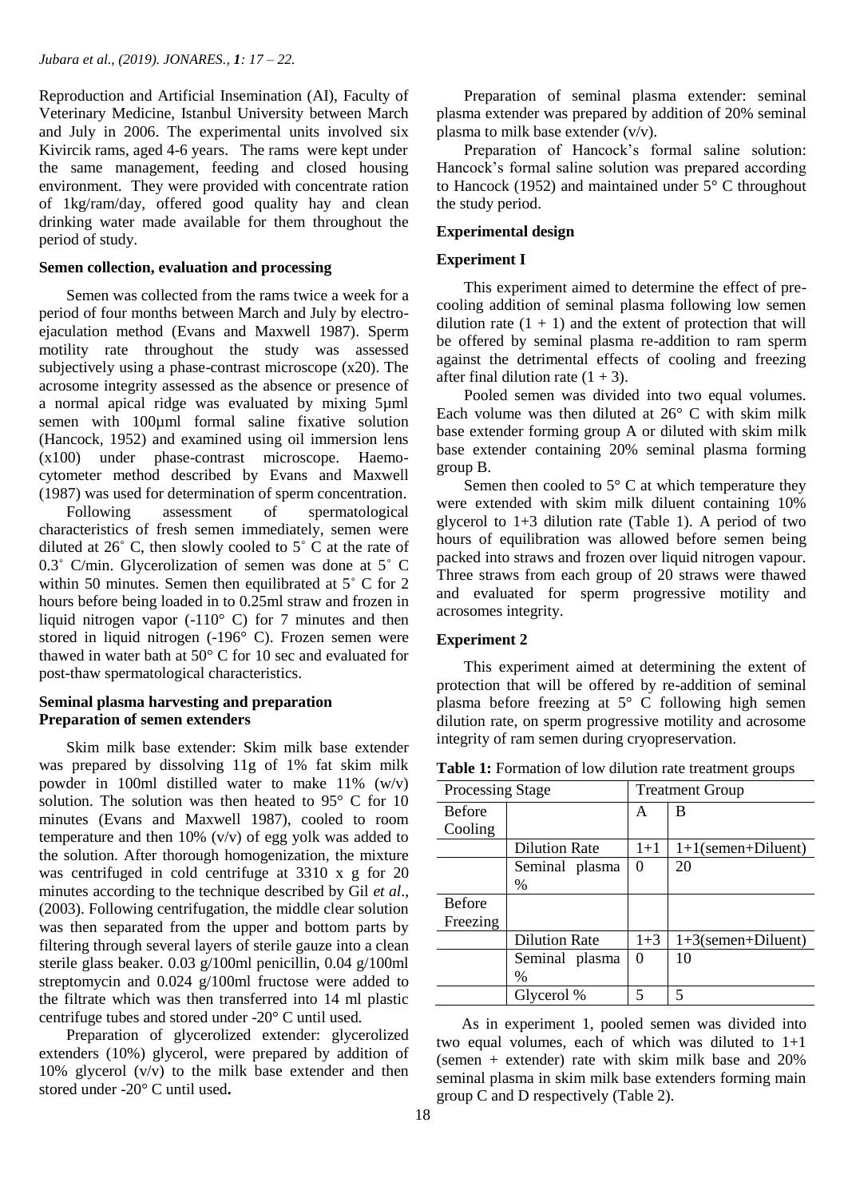Reproduction and Artificial Insemination (AI), Faculty of Veterinary Medicine, Istanbul University between March and July in 2006. The experimental units involved six Kivircik rams, aged 4-6 years. The rams were kept under the same management, feeding and closed housing environment. They were provided with concentrate ration of 1kg/ram/day, offered good quality hay and clean drinking water made available for them throughout the period of study.

### Semen collection, evaluation and processing

Semen was collected from the rams twice a week for a period of four months between March and July by electro-ejaculation method (Evans and Maxwell 1987). Sperm motility rate throughout the study was assessed subjectively using a phase-contrast microscope (x20). The acrosome integrity assessed as the absence or presence of a normal apical ridge was evaluated by mixing 5µml semen with 100µml formal saline fixative solution (Hancock, 1952) and examined using oil immersion lens (x100) under phase-contrast microscope. Haemocytometer method described by Evans and Maxwell (1987) was used for determination of sperm concentration.

Following assessment of spermatological characteristics of fresh semen immediately, semen were diluted at 26˚ C, then slowly cooled to 5˚ C at the rate of 0.3˚ C/min. Glycerolization of semen was done at 5˚ C within 50 minutes. Semen then equilibrated at 5˚ C for 2 hours before being loaded in to 0.25ml straw and frozen in liquid nitrogen vapor (-110° C) for 7 minutes and then stored in liquid nitrogen (-196° C). Frozen semen were thawed in water bath at 50° C for 10 sec and evaluated for post-thaw spermatological characteristics.

### Seminal plasma harvesting and preparation
### Preparation of semen extenders

Skim milk base extender: Skim milk base extender was prepared by dissolving 11g of 1% fat skim milk powder in 100ml distilled water to make 11% (w/v) solution. The solution was then heated to 95° C for 10 minutes (Evans and Maxwell 1987), cooled to room temperature and then 10% (v/v) of egg yolk was added to the solution. After thorough homogenization, the mixture was centrifuged in cold centrifuge at 3310 x g for 20 minutes according to the technique described by Gil *et al*., (2003). Following centrifugation, the middle clear solution was then separated from the upper and bottom parts by filtering through several layers of sterile gauze into a clean sterile glass beaker. 0.03 g/100ml penicillin, 0.04 g/100ml streptomycin and 0.024 g/100ml fructose were added to the filtrate which was then transferred into 14 ml plastic centrifuge tubes and stored under -20° C until used.

Preparation of glycerolized extender: glycerolized extenders (10%) glycerol, were prepared by addition of 10% glycerol (v/v) to the milk base extender and then stored under -20° C until used**.**

Preparation of seminal plasma extender: seminal plasma extender was prepared by addition of 20% seminal plasma to milk base extender (v/v).

Preparation of Hancock's formal saline solution: Hancock's formal saline solution was prepared according to Hancock (1952) and maintained under 5° C throughout the study period.

### Experimental design

### Experiment I

This experiment aimed to determine the effect of pre-cooling addition of seminal plasma following low semen dilution rate (1 + 1) and the extent of protection that will be offered by seminal plasma re-addition to ram sperm against the detrimental effects of cooling and freezing after final dilution rate (1 + 3).

Pooled semen was divided into two equal volumes. Each volume was then diluted at 26° C with skim milk base extender forming group A or diluted with skim milk base extender containing 20% seminal plasma forming group B.

Semen then cooled to 5° C at which temperature they were extended with skim milk diluent containing 10% glycerol to 1+3 dilution rate (Table 1). A period of two hours of equilibration was allowed before semen being packed into straws and frozen over liquid nitrogen vapour. Three straws from each group of 20 straws were thawed and evaluated for sperm progressive motility and acrosomes integrity.

### Experiment 2

This experiment aimed at determining the extent of protection that will be offered by re-addition of seminal plasma before freezing at 5° C following high semen dilution rate, on sperm progressive motility and acrosome integrity of ram semen during cryopreservation.

**Table 1:** Formation of low dilution rate treatment groups

| Processing Stage | | Treatment Group | |
|---|---|---|---|
| | | A | B |
| Before Cooling | | | |
| | Dilution Rate | 1+1 | 1+1(semen+Diluent) |
| | Seminal plasma % | 0 | 20 |
| Before Freezing | | | |
| | Dilution Rate | 1+3 | 1+3(semen+Diluent) |
| | Seminal plasma % | 0 | 10 |
| | Glycerol % | 5 | 5 |

As in experiment 1, pooled semen was divided into two equal volumes, each of which was diluted to 1+1 (semen + extender) rate with skim milk base and 20% seminal plasma in skim milk base extenders forming main group C and D respectively (Table 2).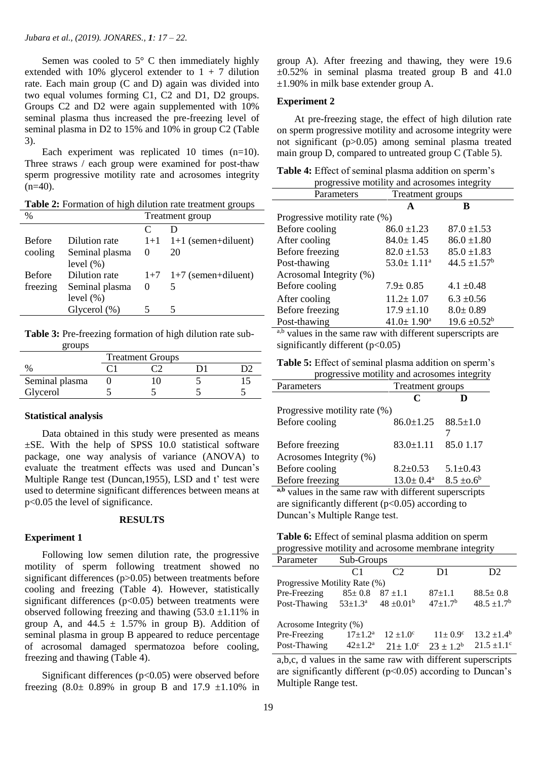Semen was cooled to 5° C then immediately highly extended with 10% glycerol extender to 1 + 7 dilution rate. Each main group (C and D) again was divided into two equal volumes forming C1, C2 and D1, D2 groups. Groups C2 and D2 were again supplemented with 10% seminal plasma thus increased the pre-freezing level of seminal plasma in D2 to 15% and 10% in group C2 (Table 3).

Each experiment was replicated 10 times (n=10). Three straws / each group were examined for post-thaw sperm progressive motility rate and acrosomes integrity (n=40).

**Table 2:** Formation of high dilution rate treatment groups

| % | | Treatment group | |
|---|---|---|---|
| | | C | D |
| Before cooling | Dilution rate | 1+1 | 1+1 (semen+diluent) |
| | Seminal plasma level (%) | 0 | 20 |
| Before freezing | Dilution rate | 1+7 | 1+7 (semen+diluent) |
| | Seminal plasma level (%) | 0 | 5 |
| | Glycerol (%) | 5 | 5 |

**Table 3:** Pre-freezing formation of high dilution rate sub-groups

| % | C1 | C2 | D1 | D2 |
|---|---|---|---|---|
| Seminal plasma | 0 | 10 | 5 | 15 |
| Glycerol | 5 | 5 | 5 | 5 |

### Statistical analysis

Data obtained in this study were presented as means ±SE. With the help of SPSS 10.0 statistical software package, one way analysis of variance (ANOVA) to evaluate the treatment effects was used and Duncan's Multiple Range test (Duncan,1955), LSD and t' test were used to determine significant differences between means at p<0.05 the level of significance.

## RESULTS

### Experiment 1

Following low semen dilution rate, the progressive motility of sperm following treatment showed no significant differences (p>0.05) between treatments before cooling and freezing (Table 4). However, statistically significant differences (p<0.05) between treatments were observed following freezing and thawing (53.0 ±1.11% in group A, and 44.5 ± 1.57% in group B). Addition of seminal plasma in group B appeared to reduce percentage of acrosomal damaged spermatozoa before cooling, freezing and thawing (Table 4).

Significant differences (p<0.05) were observed before freezing (8.0± 0.89% in group B and 17.9 ±1.10% in group A). After freezing and thawing, they were 19.6 ±0.52% in seminal plasma treated group B and 41.0 ±1.90% in milk base extender group A.

### Experiment 2

At pre-freezing stage, the effect of high dilution rate on sperm progressive motility and acrosome integrity were not significant (p>0.05) among seminal plasma treated main group D, compared to untreated group C (Table 5).

**Table 4:** Effect of seminal plasma addition on sperm's progressive motility and acrosomes integrity

| Parameters | Treatment groups A | Treatment groups B |
|---|---|---|
| Progressive motility rate (%) | | |
| Before cooling | 86.0 ±1.23 | 87.0 ±1.53 |
| After cooling | 84.0± 1.45 | 86.0 ±1.80 |
| Before freezing | 82.0 ±1.53 | 85.0 ±1.83 |
| Post-thawing | 53.0± 1.11[a] | 44.5 ±1.57[b] |
| Acrosomal Integrity (%) | | |
| Before cooling | 7.9± 0.85 | 4.1 ±0.48 |
| After cooling | 11.2± 1.07 | 6.3 ±0.56 |
| Before freezing | 17.9 ±1.10 | 8.0± 0.89 |
| Post-thawing | 41.0± 1.90[a] | 19.6 ±0.52[b] |

[a,b] values in the same raw with different superscripts are significantly different (p<0.05)

**Table 5:** Effect of seminal plasma addition on sperm's progressive motility and acrosomes integrity

| Parameters | Treatment groups C | Treatment groups D |
|---|---|---|
| Progressive motility rate (%) | | |
| Before cooling | 86.0±1.25 | 88.5±1.07 |
| Before freezing | 83.0±1.11 | 85.0 1.17 |
| Acrosomes Integrity (%) | | |
| Before cooling | 8.2±0.53 | 5.1±0.43 |
| Before freezing | 13.0± 0.4[a] | 8.5 ±o.6[b] |

**[a,b]** values in the same raw with different superscripts are significantly different (p<0.05) according to Duncan's Multiple Range test.

**Table 6:** Effect of seminal plasma addition on sperm progressive motility and acrosome membrane integrity

| Parameter | C1 | C2 | D1 | D2 |
|---|---|---|---|---|
| Progressive Motility Rate (%) | | | | |
| Pre-Freezing | 85± 0.8 | 87 ±1.1 | 87±1.1 | 88.5± 0.8 |
| Post-Thawing | 53±1.3[a] | 48 ±0.01[b] | 47±1.7[b] | 48.5 ±1.7[b] |
| Acrosome Integrity (%) | | | | |
| Pre-Freezing | 17±1.2[a] | 12 ±1.0[c] | 11± 0.9[c] | 13.2 ±1.4[b] |
| Post-Thawing | 42±1.2[a] | 21± 1.0[c] | 23 ± 1.2[b] | 21.5 ±1.1[c] |

a,b,c, d values in the same raw with different superscripts are significantly different (p<0.05) according to Duncan's Multiple Range test.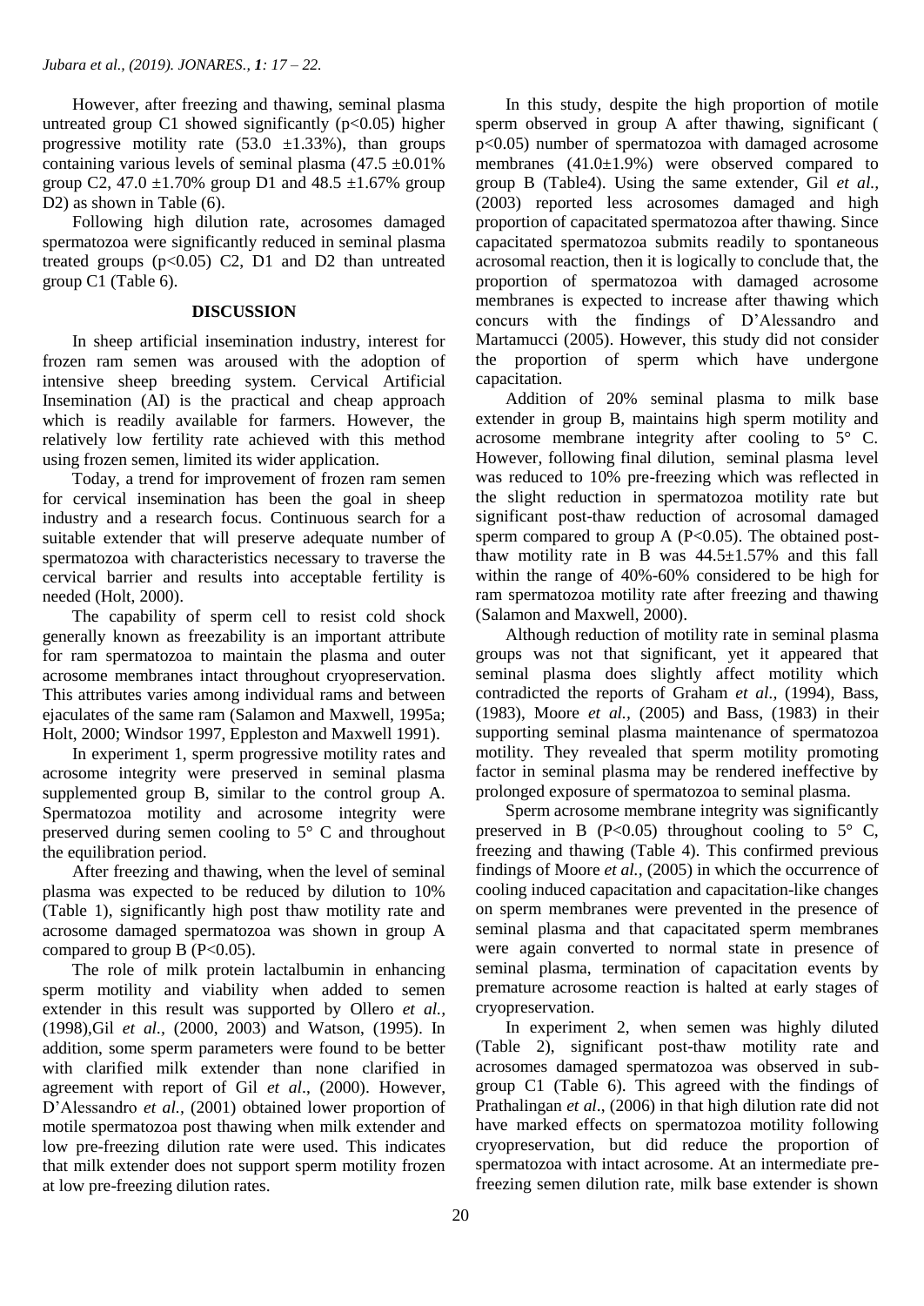However, after freezing and thawing, seminal plasma untreated group C1 showed significantly ($p<0.05$) higher progressive motility rate ($53.0 \pm 1.33\%$), than groups containing various levels of seminal plasma ($47.5 \pm 0.01\%$ group C2, $47.0 \pm 1.70\%$ group D1 and $48.5 \pm 1.67\%$ group D2) as shown in Table (6).

Following high dilution rate, acrosomes damaged spermatozoa were significantly reduced in seminal plasma treated groups ($p<0.05$) C2, D1 and D2 than untreated group C1 (Table 6).

## DISCUSSION

In sheep artificial insemination industry, interest for frozen ram semen was aroused with the adoption of intensive sheep breeding system. Cervical Artificial Insemination (AI) is the practical and cheap approach which is readily available for farmers. However, the relatively low fertility rate achieved with this method using frozen semen, limited its wider application.

Today, a trend for improvement of frozen ram semen for cervical insemination has been the goal in sheep industry and a research focus. Continuous search for a suitable extender that will preserve adequate number of spermatozoa with characteristics necessary to traverse the cervical barrier and results into acceptable fertility is needed (Holt, 2000).

The capability of sperm cell to resist cold shock generally known as freezability is an important attribute for ram spermatozoa to maintain the plasma and outer acrosome membranes intact throughout cryopreservation. This attributes varies among individual rams and between ejaculates of the same ram (Salamon and Maxwell, 1995a; Holt, 2000; Windsor 1997, Eppleston and Maxwell 1991).

In experiment 1, sperm progressive motility rates and acrosome integrity were preserved in seminal plasma supplemented group B, similar to the control group A. Spermatozoa motility and acrosome integrity were preserved during semen cooling to 5° C and throughout the equilibration period.

After freezing and thawing, when the level of seminal plasma was expected to be reduced by dilution to 10% (Table 1), significantly high post thaw motility rate and acrosome damaged spermatozoa was shown in group A compared to group B ($P<0.05$).

The role of milk protein lactalbumin in enhancing sperm motility and viability when added to semen extender in this result was supported by Ollero *et al.,* (1998),Gil *et al.*, (2000, 2003) and Watson, (1995). In addition, some sperm parameters were found to be better with clarified milk extender than none clarified in agreement with report of Gil *et al*., (2000). However, D'Alessandro *et al.,* (2001) obtained lower proportion of motile spermatozoa post thawing when milk extender and low pre-freezing dilution rate were used. This indicates that milk extender does not support sperm motility frozen at low pre-freezing dilution rates.

In this study, despite the high proportion of motile sperm observed in group A after thawing, significant ( $p<0.05$) number of spermatozoa with damaged acrosome membranes ($41.0 \pm 1.9\%$) were observed compared to group B (Table4). Using the same extender, Gil *et al.,* (2003) reported less acrosomes damaged and high proportion of capacitated spermatozoa after thawing. Since capacitated spermatozoa submits readily to spontaneous acrosomal reaction, then it is logically to conclude that, the proportion of spermatozoa with damaged acrosome membranes is expected to increase after thawing which concurs with the findings of D'Alessandro and Martamucci (2005). However, this study did not consider the proportion of sperm which have undergone capacitation.

Addition of 20% seminal plasma to milk base extender in group B, maintains high sperm motility and acrosome membrane integrity after cooling to 5° C. However, following final dilution, seminal plasma level was reduced to 10% pre-freezing which was reflected in the slight reduction in spermatozoa motility rate but significant post-thaw reduction of acrosomal damaged sperm compared to group A ($P<0.05$). The obtained post-thaw motility rate in B was $44.5 \pm 1.57\%$ and this fall within the range of 40%-60% considered to be high for ram spermatozoa motility rate after freezing and thawing (Salamon and Maxwell, 2000).

Although reduction of motility rate in seminal plasma groups was not that significant, yet it appeared that seminal plasma does slightly affect motility which contradicted the reports of Graham *et al.,* (1994), Bass, (1983), Moore *et al.,* (2005) and Bass, (1983) in their supporting seminal plasma maintenance of spermatozoa motility. They revealed that sperm motility promoting factor in seminal plasma may be rendered ineffective by prolonged exposure of spermatozoa to seminal plasma.

Sperm acrosome membrane integrity was significantly preserved in B ($P<0.05$) throughout cooling to 5° C, freezing and thawing (Table 4). This confirmed previous findings of Moore *et al.,* (2005) in which the occurrence of cooling induced capacitation and capacitation-like changes on sperm membranes were prevented in the presence of seminal plasma and that capacitated sperm membranes were again converted to normal state in presence of seminal plasma, termination of capacitation events by premature acrosome reaction is halted at early stages of cryopreservation.

In experiment 2, when semen was highly diluted (Table 2), significant post-thaw motility rate and acrosomes damaged spermatozoa was observed in sub-group C1 (Table 6). This agreed with the findings of Prathalingan *et al*., (2006) in that high dilution rate did not have marked effects on spermatozoa motility following cryopreservation, but did reduce the proportion of spermatozoa with intact acrosome. At an intermediate pre-freezing semen dilution rate, milk base extender is shown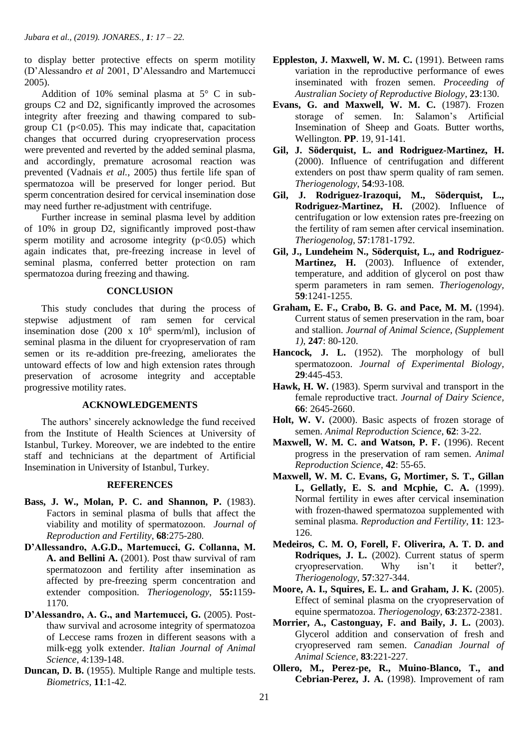to display better protective effects on sperm motility (D'Alessandro *et al* 2001, D'Alessandro and Martemucci 2005).

Addition of 10% seminal plasma at 5° C in sub-groups C2 and D2, significantly improved the acrosomes integrity after freezing and thawing compared to sub-group C1 ($p<0.05$). This may indicate that, capacitation changes that occurred during cryopreservation process were prevented and reverted by the added seminal plasma, and accordingly, premature acrosomal reaction was prevented (Vadnais *et al.,* 2005) thus fertile life span of spermatozoa will be preserved for longer period. But sperm concentration desired for cervical insemination dose may need further re-adjustment with centrifuge.

Further increase in seminal plasma level by addition of 10% in group D2, significantly improved post-thaw sperm motility and acrosome integrity ($p<0.05$) which again indicates that, pre-freezing increase in level of seminal plasma, conferred better protection on ram spermatozoa during freezing and thawing.

## CONCLUSION

This study concludes that during the process of stepwise adjustment of ram semen for cervical insemination dose ($200 \times 10^6$ sperm/ml), inclusion of seminal plasma in the diluent for cryopreservation of ram semen or its re-addition pre-freezing, ameliorates the untoward effects of low and high extension rates through preservation of acrosome integrity and acceptable progressive motility rates.

## ACKNOWLEDGEMENTS

The authors' sincerely acknowledge the fund received from the Institute of Health Sciences at University of Istanbul, Turkey. Moreover, we are indebted to the entire staff and technicians at the department of Artificial Insemination in University of Istanbul, Turkey.

## REFERENCES

**Bass, J. W., Molan, P. C. and Shannon, P.** (1983). Factors in seminal plasma of bulls that affect the viability and motility of spermatozoon. *Journal of Reproduction and Fertility*, **68**:275-280.

**D'Allessandro, A.G.D., Martemucci, G. Collanna, M. A. and Bellini A.** (2001). Post thaw survival of ram spermatozoon and fertility after insemination as affected by pre-freezing sperm concentration and extender composition. *Theriogenology*, **55:**1159-1170.

**D'Alessandro, A. G., and Martemucci, G.** (2005). Post-thaw survival and acrosome integrity of spermatozoa of Leccese rams frozen in different seasons with a milk-egg yolk extender. *Italian Journal of Animal Science*, 4:139-148.

**Duncan, D. B.** (1955). Multiple Range and multiple tests. *Biometrics*, **11**:1-42.

**Eppleston, J. Maxwell, W. M. C.** (1991). Between rams variation in the reproductive performance of ewes inseminated with frozen semen. *Proceeding of Australian Society of Reproductive Biology*, **23**:130.

**Evans, G. and Maxwell, W. M. C.** (1987). Frozen storage of semen. In: Salamon's Artificial Insemination of Sheep and Goats. Butter worths, Wellington. **PP**. 19, 91-141.

**Gil, J. Söderquist, L. and Rodriguez-Martinez, H.** (2000). Influence of centrifugation and different extenders on post thaw sperm quality of ram semen. *Theriogenology*, **54**:93-108.

**Gil, J. Rodriguez-Irazoqui, M., Söderquist, L., Rodriguez-Martinez, H.** (2002). Influence of centrifugation or low extension rates pre-freezing on the fertility of ram semen after cervical insemination. *Theriogenolog,* **57**:1781-1792.

**Gil, J., Lundeheim N., Söderquist, L., and Rodriguez-Martinez, H.** (2003). Influence of extender, temperature, and addition of glycerol on post thaw sperm parameters in ram semen. *Theriogenology,* **59**:1241-1255.

**Graham, E. F., Crabo, B. G. and Pace, M. M.** (1994). Current status of semen preservation in the ram, boar and stallion. *Journal of Animal Science, (Supplement 1),* **247**: 80-120.

**Hancock, J. L.** (1952). The morphology of bull spermatozoon. *Journal of Experimental Biology,* **29**:445-453.

**Hawk, H. W.** (1983). Sperm survival and transport in the female reproductive tract. *Journal of Dairy Science,* **66**: 2645-2660.

**Holt, W. V.** (2000). Basic aspects of frozen storage of semen. *Animal Reproduction Science*, **62**: 3-22.

**Maxwell, W. M. C. and Watson, P. F.** (1996). Recent progress in the preservation of ram semen. *Animal Reproduction Science*, **42**: 55-65.

**Maxwell, W. M. C. Evans, G, Mortimer, S. T., Gillan L, Gellatly, E. S. and Mcphie, C. A.** (1999). Normal fertility in ewes after cervical insemination with frozen-thawed spermatozoa supplemented with seminal plasma. *Reproduction and Fertility*, **11**: 123-126.

**Medeiros, C. M. O, Forell, F. Oliverira, A. T. D. and Rodriques, J. L.** (2002). Current status of sperm cryopreservation. Why isn't it better?, *Theriogenology*, **57**:327-344.

**Moore, A. I., Squires, E. L. and Graham, J. K.** (2005). Effect of seminal plasma on the cryopreservation of equine spermatozoa. *Theriogenology*, **63**:2372-2381.

**Morrier, A., Castonguay, F. and Baily, J. L.** (2003). Glycerol addition and conservation of fresh and cryopreserved ram semen. *Canadian Journal of Animal Science,* **83**:221-227.

**Ollero, M., Perez-pe, R., Muino-Blanco, T., and Cebrian-Perez, J. A.** (1998). Improvement of ram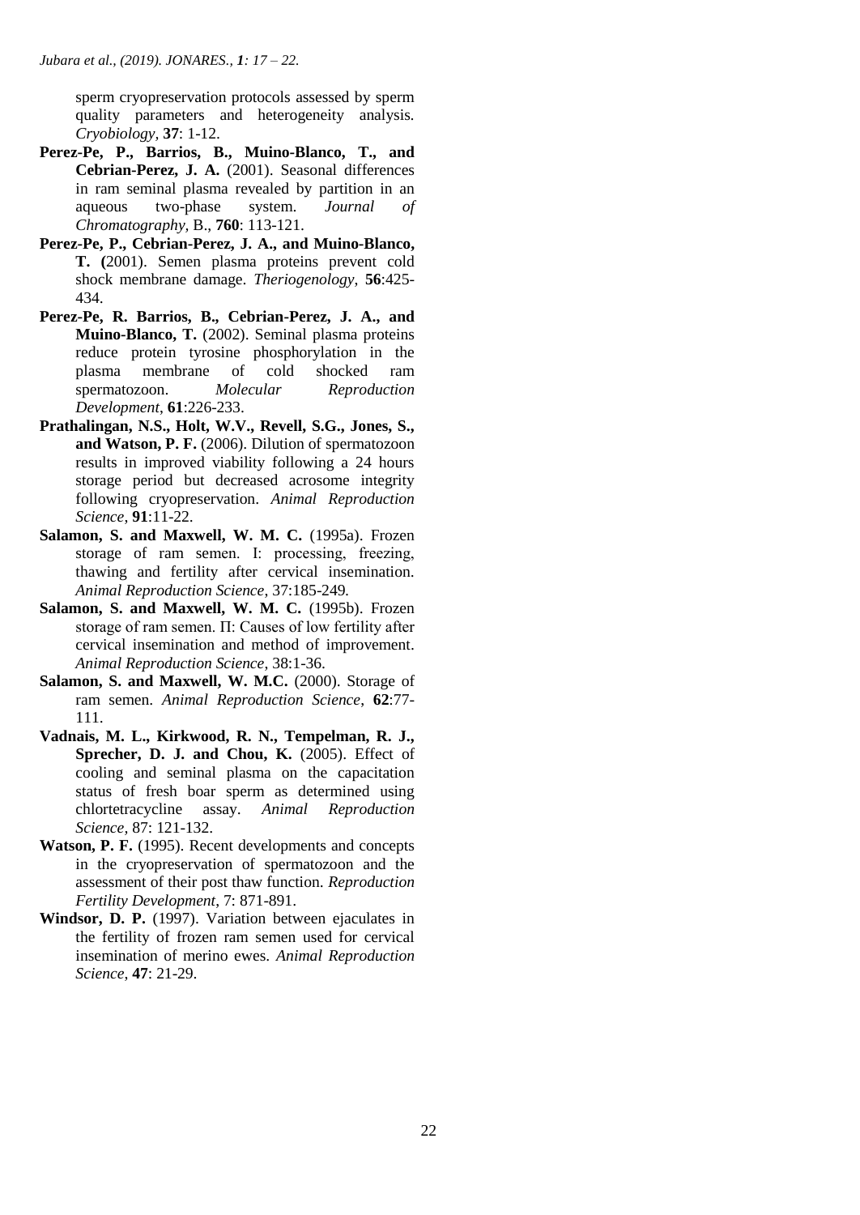sperm cryopreservation protocols assessed by sperm quality parameters and heterogeneity analysis. *Cryobiology*, **37**: 1-12.

**Perez-Pe, P., Barrios, B., Muino-Blanco, T., and Cebrian-Perez, J. A.** (2001). Seasonal differences in ram seminal plasma revealed by partition in an aqueous two-phase system. *Journal of Chromatography*, B., **760**: 113-121.

**Perez-Pe, P., Cebrian-Perez, J. A., and Muino-Blanco, T. (**2001). Semen plasma proteins prevent cold shock membrane damage. *Theriogenology*, **56**:425-434.

**Perez-Pe, R. Barrios, B., Cebrian-Perez, J. A., and Muino-Blanco, T.** (2002). Seminal plasma proteins reduce protein tyrosine phosphorylation in the plasma membrane of cold shocked ram spermatozoon. *Molecular Reproduction Development*, **61**:226-233.

**Prathalingan, N.S., Holt, W.V., Revell, S.G., Jones, S., and Watson, P. F.** (2006). Dilution of spermatozoon results in improved viability following a 24 hours storage period but decreased acrosome integrity following cryopreservation. *Animal Reproduction Science*, **91**:11-22.

**Salamon, S. and Maxwell, W. M. C.** (1995a). Frozen storage of ram semen. I: processing, freezing, thawing and fertility after cervical insemination. *Animal Reproduction Science*, 37:185-249.

**Salamon, S. and Maxwell, W. M. C.** (1995b). Frozen storage of ram semen. П: Causes of low fertility after cervical insemination and method of improvement. *Animal Reproduction Science*, 38:1-36.

**Salamon, S. and Maxwell, W. M.C.** (2000). Storage of ram semen. *Animal Reproduction Science*, **62**:77-111.

**Vadnais, M. L., Kirkwood, R. N., Tempelman, R. J., Sprecher, D. J. and Chou, K.** (2005). Effect of cooling and seminal plasma on the capacitation status of fresh boar sperm as determined using chlortetracycline assay. *Animal Reproduction Science*, 87: 121-132.

**Watson, P. F.** (1995). Recent developments and concepts in the cryopreservation of spermatozoon and the assessment of their post thaw function. *Reproduction Fertility Development*, 7: 871-891.

**Windsor, D. P.** (1997). Variation between ejaculates in the fertility of frozen ram semen used for cervical insemination of merino ewes. *Animal Reproduction Science*, **47**: 21-29.